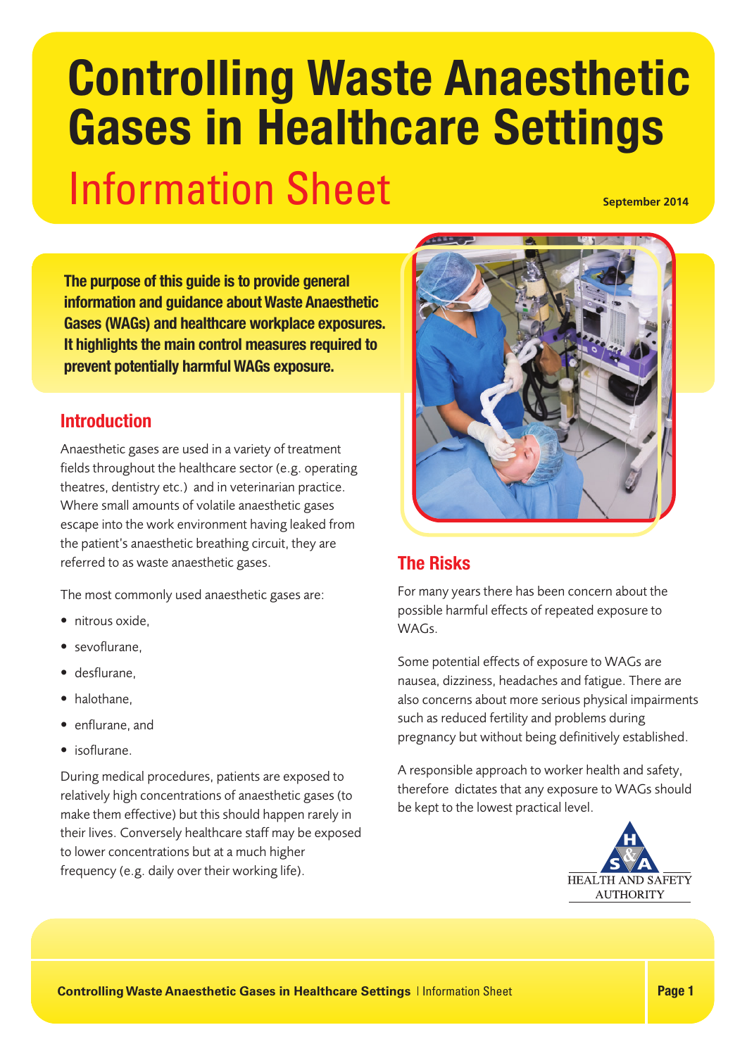# Controlling Waste Anaesthetic Gases in Healthcare Settings

## Information Sheet

**September 2014**

**The purpose of this guide is to provide general information and guidance about Waste Anaesthetic Gases (WAGs) and healthcare workplace exposures. It highlights the main control measures required to prevent potentially harmful WAGs exposure.**

## Introduction

Anaesthetic gases are used in a variety of treatment fields throughout the healthcare sector (e.g. operating theatres, dentistry etc.) and in veterinarian practice. Where small amounts of volatile anaesthetic gases escape into the work environment having leaked from the patient's anaesthetic breathing circuit, they are referred to as waste anaesthetic gases.

The most commonly used anaesthetic gases are:

- nitrous oxide,
- sevoflurane,
- desflurane,
- halothane,
- enflurane, and
- isoflurane.

During medical procedures, patients are exposed to relatively high concentrations of anaesthetic gases (to make them effective) but this should happen rarely in their lives. Conversely healthcare staff may be exposed to lower concentrations but at a much higher frequency (e.g. daily over their working life).

## The Risks

For many years there has been concern about the possible harmful effects of repeated exposure to WAGs.

Some potential effects of exposure to WAGs are nausea, dizziness, headaches and fatigue. There are also concerns about more serious physical impairments such as reduced fertility and problems during pregnancy but without being definitively established.

A responsible approach to worker health and safety, therefore dictates that any exposure to WAGs should be kept to the lowest practical level.

HEALTH AND SAFETY AUTHORITY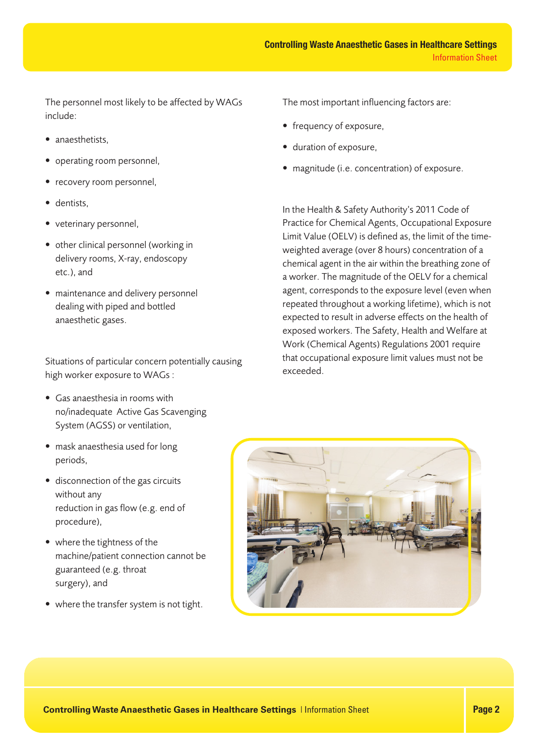The personnel most likely to be affected by WAGs include:

- anaesthetists,
- operating room personnel,
- recovery room personnel,
- dentists,
- veterinary personnel,
- other clinical personnel (working in delivery rooms, X-ray, endoscopy etc.), and
- maintenance and delivery personnel dealing with piped and bottled anaesthetic gases.

Situations of particular concern potentially causing high worker exposure to WAGs :

- Gas anaesthesia in rooms with no/inadequate Active Gas Scavenging System (AGSS) or ventilation,
- mask anaesthesia used for long periods,
- disconnection of the gas circuits without any reduction in gas flow (e.g. end of procedure),
- where the tightness of the machine/patient connection cannot be guaranteed (e.g. throat surgery), and
- where the transfer system is not tight.

The most important influencing factors are:

- frequency of exposure,
- duration of exposure,
- magnitude (i.e. concentration) of exposure.

In the Health & Safety Authority's 2011 Code of Practice for Chemical Agents, Occupational Exposure Limit Value (OELV) is defined as, the limit of the time-weighted average (over 8 hours) concentration of a chemical agent in the air within the breathing zone of a worker. The magnitude of the OELV for a chemical agent, corresponds to the exposure level (even when repeated throughout a working lifetime), which is not expected to result in adverse effects on the health of exposed workers. The Safety, Health and Welfare at Work (Chemical Agents) Regulations 2001 require that occupational exposure limit values must not be exceeded.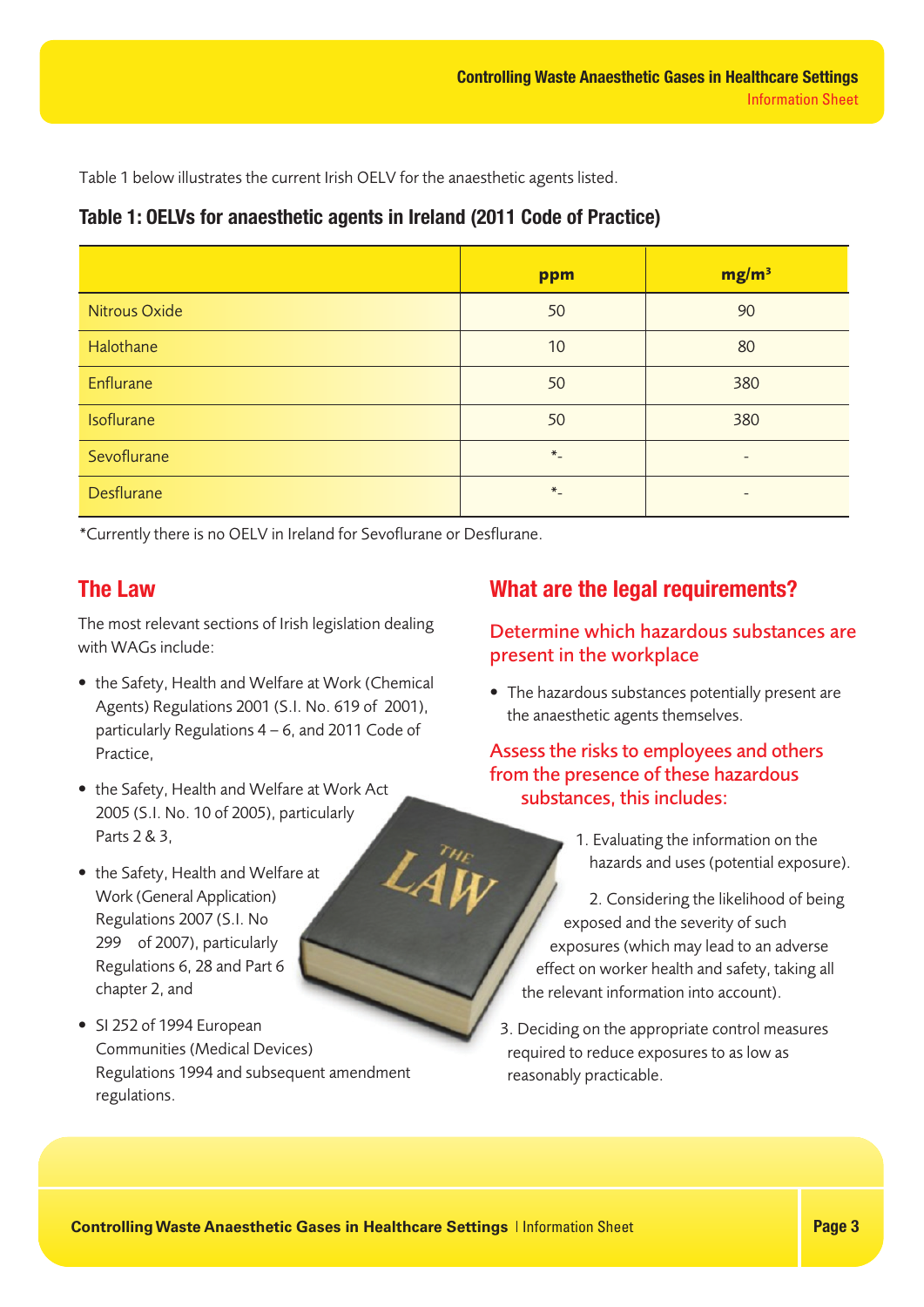Table 1 below illustrates the current Irish OELV for the anaesthetic agents listed.

**Table 1: OELVs for anaesthetic agents in Ireland (2011 Code of Practice)**

| | ppm | mg/m³ |
|---|---|---|
| Nitrous Oxide | 50 | 90 |
| Halothane | 10 | 80 |
| Enflurane | 50 | 380 |
| Isoflurane | 50 | 380 |
| Sevoflurane | *- | - |
| Desflurane | *- | - |

*Currently there is no OELV in Ireland for Sevoflurane or Desflurane.

## The Law

The most relevant sections of Irish legislation dealing with WAGs include:

- the Safety, Health and Welfare at Work (Chemical Agents) Regulations 2001 (S.I. No. 619 of 2001), particularly Regulations 4 – 6, and 2011 Code of Practice,
- the Safety, Health and Welfare at Work Act 2005 (S.I. No. 10 of 2005), particularly Parts 2 & 3,
- the Safety, Health and Welfare at Work (General Application) Regulations 2007 (S.I. No 299 of 2007), particularly Regulations 6, 28 and Part 6 chapter 2, and
- SI 252 of 1994 European Communities (Medical Devices) Regulations 1994 and subsequent amendment regulations.

## What are the legal requirements?

### Determine which hazardous substances are present in the workplace

- The hazardous substances potentially present are the anaesthetic agents themselves.

### Assess the risks to employees and others from the presence of these hazardous substances, this includes:

1. Evaluating the information on the hazards and uses (potential exposure).
2. Considering the likelihood of being exposed and the severity of such exposures (which may lead to an adverse effect on worker health and safety, taking all the relevant information into account).
3. Deciding on the appropriate control measures required to reduce exposures to as low as reasonably practicable.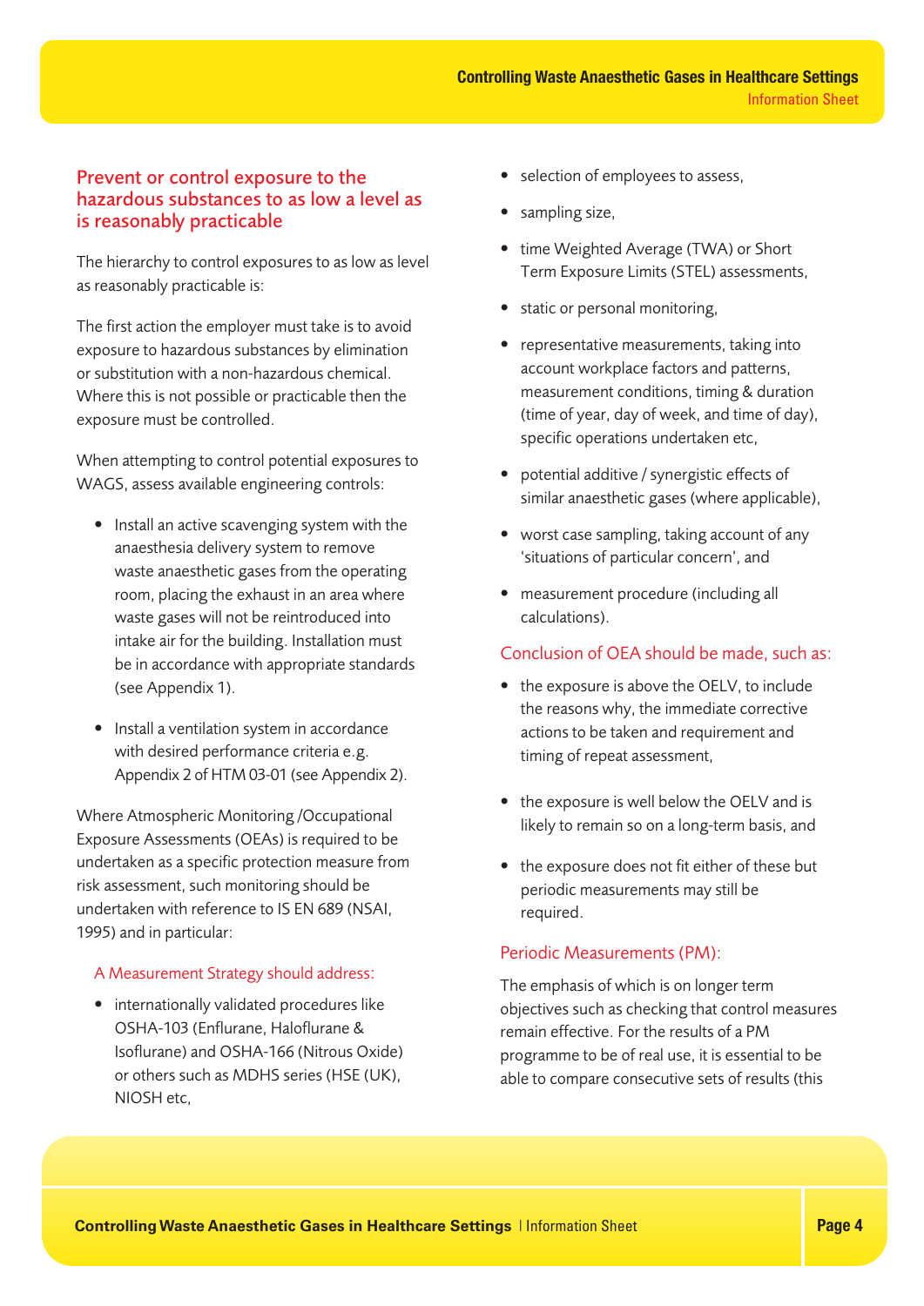## Prevent or control exposure to the hazardous substances to as low a level as is reasonably practicable

The hierarchy to control exposures to as low as level as reasonably practicable is:

The first action the employer must take is to avoid exposure to hazardous substances by elimination or substitution with a non-hazardous chemical. Where this is not possible or practicable then the exposure must be controlled.

When attempting to control potential exposures to WAGS, assess available engineering controls:

- Install an active scavenging system with the anaesthesia delivery system to remove waste anaesthetic gases from the operating room, placing the exhaust in an area where waste gases will not be reintroduced into intake air for the building. Installation must be in accordance with appropriate standards (see Appendix 1).
- Install a ventilation system in accordance with desired performance criteria e.g. Appendix 2 of HTM 03-01 (see Appendix 2).

Where Atmospheric Monitoring /Occupational Exposure Assessments (OEAs) is required to be undertaken as a specific protection measure from risk assessment, such monitoring should be undertaken with reference to IS EN 689 (NSAI, 1995) and in particular:

### A Measurement Strategy should address:

- internationally validated procedures like OSHA-103 (Enflurane, Haloflurane & Isoflurane) and OSHA-166 (Nitrous Oxide) or others such as MDHS series (HSE (UK), NIOSH etc,
- selection of employees to assess,
- sampling size,
- time Weighted Average (TWA) or Short Term Exposure Limits (STEL) assessments,
- static or personal monitoring,
- representative measurements, taking into account workplace factors and patterns, measurement conditions, timing & duration (time of year, day of week, and time of day), specific operations undertaken etc,
- potential additive / synergistic effects of similar anaesthetic gases (where applicable),
- worst case sampling, taking account of any 'situations of particular concern', and
- measurement procedure (including all calculations).

### Conclusion of OEA should be made, such as:

- the exposure is above the OELV, to include the reasons why, the immediate corrective actions to be taken and requirement and timing of repeat assessment,
- the exposure is well below the OELV and is likely to remain so on a long-term basis, and
- the exposure does not fit either of these but periodic measurements may still be required.

### Periodic Measurements (PM):

The emphasis of which is on longer term objectives such as checking that control measures remain effective. For the results of a PM programme to be of real use, it is essential to be able to compare consecutive sets of results (this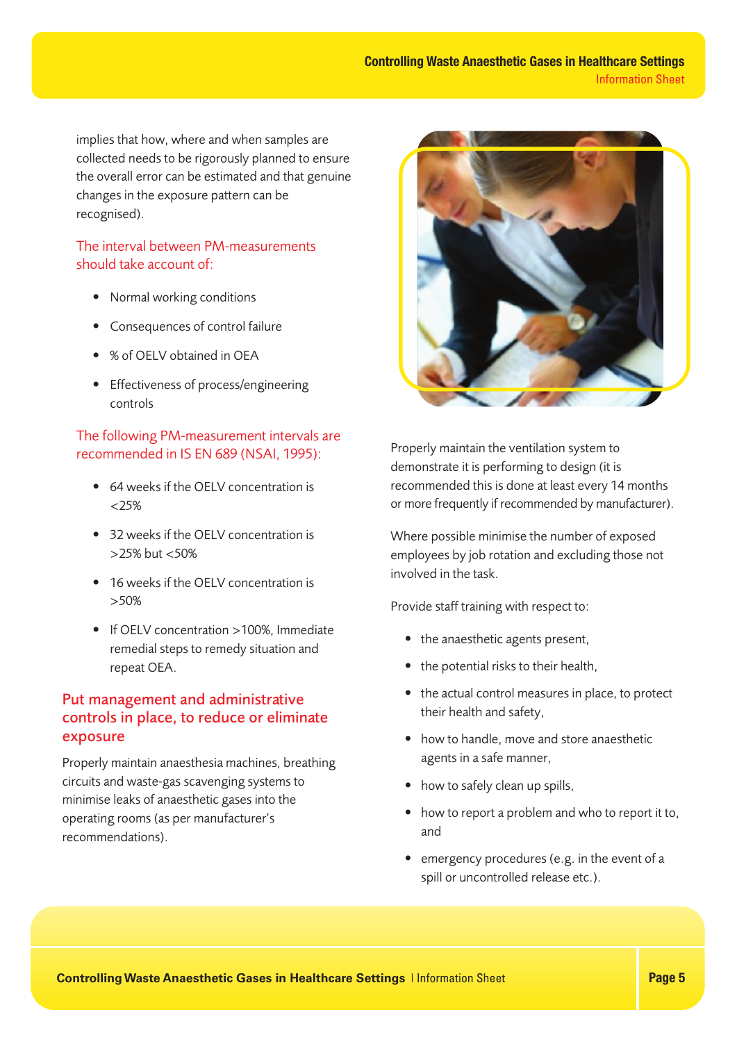implies that how, where and when samples are collected needs to be rigorously planned to ensure the overall error can be estimated and that genuine changes in the exposure pattern can be recognised).

The interval between PM-measurements should take account of:

- Normal working conditions
- Consequences of control failure
- % of OELV obtained in OEA
- Effectiveness of process/engineering controls

The following PM-measurement intervals are recommended in IS EN 689 (NSAI, 1995):

- 64 weeks if the OELV concentration is <25%
- 32 weeks if the OELV concentration is >25% but <50%
- 16 weeks if the OELV concentration is >50%
- If OELV concentration >100%, Immediate remedial steps to remedy situation and repeat OEA.

## Put management and administrative controls in place, to reduce or eliminate exposure

Properly maintain anaesthesia machines, breathing circuits and waste-gas scavenging systems to minimise leaks of anaesthetic gases into the operating rooms (as per manufacturer's recommendations).

Properly maintain the ventilation system to demonstrate it is performing to design (it is recommended this is done at least every 14 months or more frequently if recommended by manufacturer).

Where possible minimise the number of exposed employees by job rotation and excluding those not involved in the task.

Provide staff training with respect to:

- the anaesthetic agents present,
- the potential risks to their health,
- the actual control measures in place, to protect their health and safety,
- how to handle, move and store anaesthetic agents in a safe manner,
- how to safely clean up spills,
- how to report a problem and who to report it to, and
- emergency procedures (e.g. in the event of a spill or uncontrolled release etc.).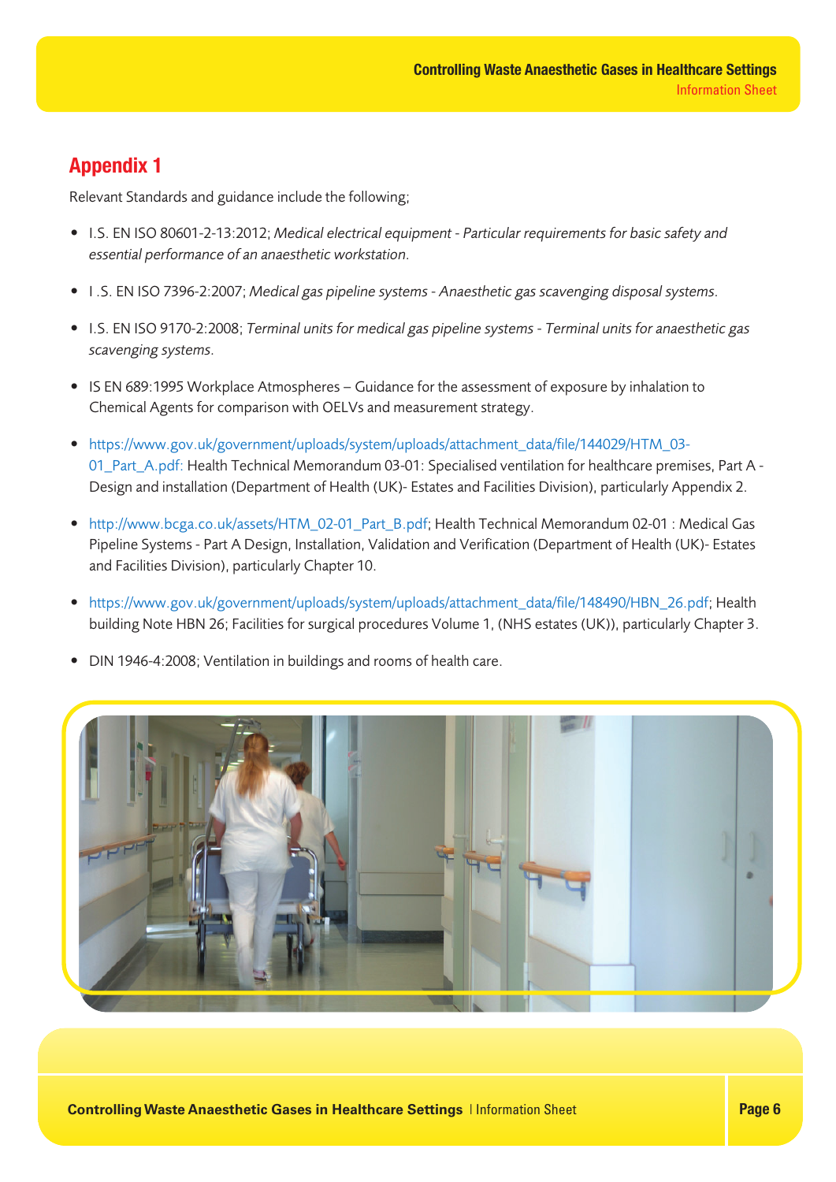## Appendix 1

Relevant Standards and guidance include the following;

- I.S. EN ISO 80601-2-13:2012; *Medical electrical equipment - Particular requirements for basic safety and essential performance of an anaesthetic workstation.*
- I .S. EN ISO 7396-2:2007; *Medical gas pipeline systems - Anaesthetic gas scavenging disposal systems.*
- I.S. EN ISO 9170-2:2008; *Terminal units for medical gas pipeline systems - Terminal units for anaesthetic gas scavenging systems.*
- IS EN 689:1995 Workplace Atmospheres – Guidance for the assessment of exposure by inhalation to Chemical Agents for comparison with OELVs and measurement strategy.
- https://www.gov.uk/government/uploads/system/uploads/attachment_data/file/144029/HTM_03-01_Part_A.pdf: Health Technical Memorandum 03-01: Specialised ventilation for healthcare premises, Part A - Design and installation (Department of Health (UK)- Estates and Facilities Division), particularly Appendix 2.
- http://www.bcga.co.uk/assets/HTM_02-01_Part_B.pdf; Health Technical Memorandum 02-01 : Medical Gas Pipeline Systems - Part A Design, Installation, Validation and Verification (Department of Health (UK)- Estates and Facilities Division), particularly Chapter 10.
- https://www.gov.uk/government/uploads/system/uploads/attachment_data/file/148490/HBN_26.pdf; Health building Note HBN 26; Facilities for surgical procedures Volume 1, (NHS estates (UK)), particularly Chapter 3.
- DIN 1946-4:2008; Ventilation in buildings and rooms of health care.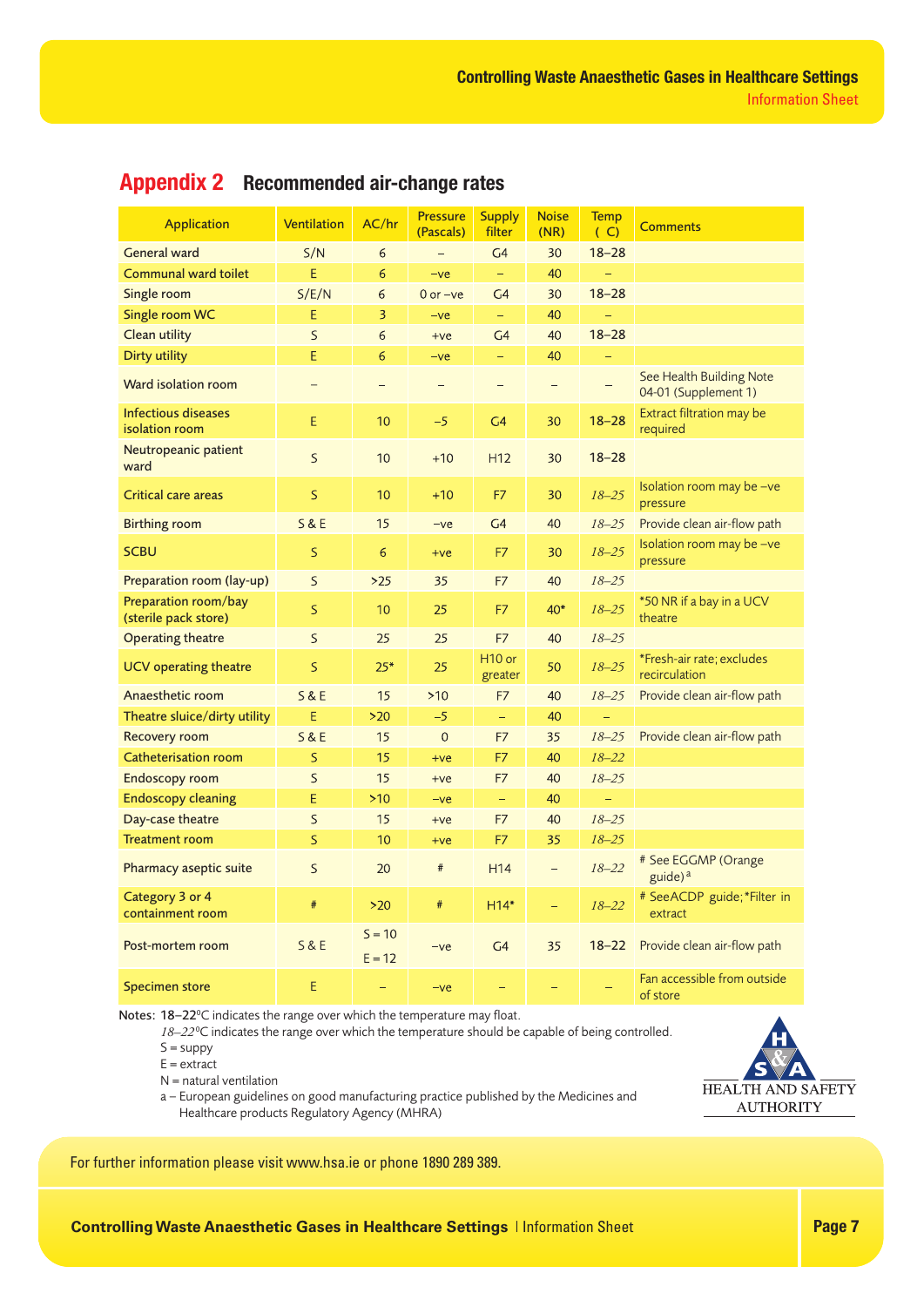## Appendix 2 Recommended air-change rates

| Application | Ventilation | AC/hr | Pressure (Pascals) | Supply filter | Noise (NR) | Temp (C) | Comments |
|---|---|---|---|---|---|---|---|
| General ward | S/N | 6 | – | G4 | 30 | **18–28** | |
| Communal ward toilet | E | 6 | –ve | – | 40 | – | |
| Single room | S/E/N | 6 | 0 or –ve | G4 | 30 | **18–28** | |
| Single room WC | E | 3 | –ve | – | 40 | – | |
| Clean utility | S | 6 | +ve | G4 | 40 | **18–28** | |
| Dirty utility | E | 6 | –ve | – | 40 | – | |
| Ward isolation room | – | – | – | – | – | – | See Health Building Note 04-01 (Supplement 1) |
| Infectious diseases isolation room | E | 10 | –5 | G4 | 30 | **18–28** | Extract filtration may be required |
| Neutropeanic patient ward | S | 10 | +10 | H12 | 30 | **18–28** | |
| Critical care areas | S | 10 | +10 | F7 | 30 | *18–25* | Isolation room may be –ve pressure |
| Birthing room | S & E | 15 | –ve | G4 | 40 | *18–25* | Provide clean air-flow path |
| SCBU | S | 6 | +ve | F7 | 30 | *18–25* | Isolation room may be –ve pressure |
| Preparation room (lay-up) | S | >25 | 35 | F7 | 40 | *18–25* | |
| Preparation room/bay (sterile pack store) | S | 10 | 25 | F7 | 40* | *18–25* | *50 NR if a bay in a UCV theatre |
| Operating theatre | S | 25 | 25 | F7 | 40 | *18–25* | |
| UCV operating theatre | S | 25* | 25 | H10 or greater | 50 | *18–25* | *Fresh-air rate; excludes recirculation |
| Anaesthetic room | S & E | 15 | >10 | F7 | 40 | *18–25* | Provide clean air-flow path |
| Theatre sluice/dirty utility | E | >20 | –5 | – | 40 | – | |
| Recovery room | S & E | 15 | 0 | F7 | 35 | *18–25* | Provide clean air-flow path |
| Catheterisation room | S | 15 | +ve | F7 | 40 | *18–22* | |
| Endoscopy room | S | 15 | +ve | F7 | 40 | *18–25* | |
| Endoscopy cleaning | E | >10 | –ve | – | 40 | – | |
| Day-case theatre | S | 15 | +ve | F7 | 40 | *18–25* | |
| Treatment room | S | 10 | +ve | F7 | 35 | *18–25* | |
| Pharmacy aseptic suite | S | 20 | # | H14 | – | *18–22* | # See EGGMP (Orange guide)[a] |
| Category 3 or 4 containment room | # | >20 | # | H14* | – | *18–22* | # SeeACDP guide; *Filter in extract |
| Post-mortem room | S & E | S = 10 E = 12 | –ve | G4 | 35 | **18–22** | Provide clean air-flow path |
| Specimen store | E | – | –ve | – | – | – | Fan accessible from outside of store |

Notes: **18–22**°C indicates the range over which the temperature may float.

*18–22*°C indicates the range over which the temperature should be capable of being controlled.

S = suppy

E = extract

N = natural ventilation

a – European guidelines on good manufacturing practice published by the Medicines and Healthcare products Regulatory Agency (MHRA)

HEALTH AND SAFETY AUTHORITY

For further information please visit www.hsa.ie or phone 1890 289 389.